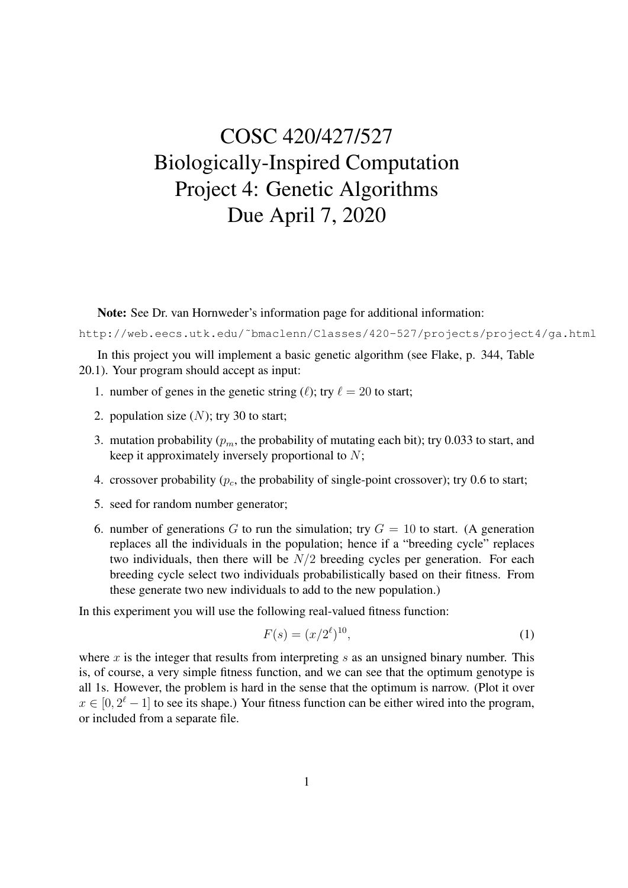# COSC 420/427/527
# Biologically-Inspired Computation
# Project 4: Genetic Algorithms
# Due April 7, 2020

**Note:** See Dr. van Hornweder's information page for additional information:

http://web.eecs.utk.edu/~bmaclenn/Classes/420-527/projects/project4/ga.html

In this project you will implement a basic genetic algorithm (see Flake, p. 344, Table 20.1). Your program should accept as input:

1. number of genes in the genetic string ($\ell$); try $\ell = 20$ to start;
2. population size ($N$); try 30 to start;
3. mutation probability ($p_m$, the probability of mutating each bit); try 0.033 to start, and keep it approximately inversely proportional to $N$;
4. crossover probability ($p_c$, the probability of single-point crossover); try 0.6 to start;
5. seed for random number generator;
6. number of generations $G$ to run the simulation; try $G = 10$ to start. (A generation replaces all the individuals in the population; hence if a "breeding cycle" replaces two individuals, then there will be $N/2$ breeding cycles per generation. For each breeding cycle select two individuals probabilistically based on their fitness. From these generate two new individuals to add to the new population.)

In this experiment you will use the following real-valued fitness function:

$$F(s) = (x/2^{\ell})^{10}, \tag{1}$$

where $x$ is the integer that results from interpreting $s$ as an unsigned binary number. This is, of course, a very simple fitness function, and we can see that the optimum genotype is all 1s. However, the problem is hard in the sense that the optimum is narrow. (Plot it over $x \in [0, 2^{\ell} - 1]$ to see its shape.) Your fitness function can be either wired into the program, or included from a separate file.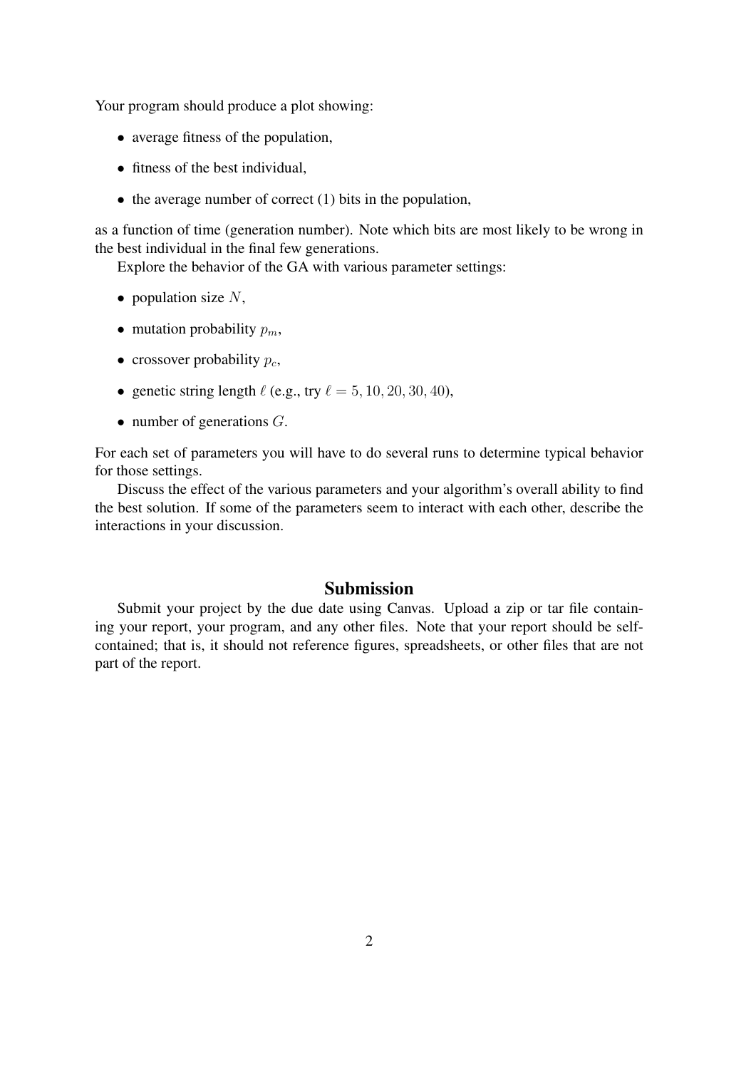Your program should produce a plot showing:

- average fitness of the population,
- fitness of the best individual,
- the average number of correct (1) bits in the population,

as a function of time (generation number). Note which bits are most likely to be wrong in the best individual in the final few generations.

Explore the behavior of the GA with various parameter settings:

- population size $N$,
- mutation probability $p_m$,
- crossover probability $p_c$,
- genetic string length $\ell$ (e.g., try $\ell = 5, 10, 20, 30, 40$),
- number of generations $G$.

For each set of parameters you will have to do several runs to determine typical behavior for those settings.

Discuss the effect of the various parameters and your algorithm's overall ability to find the best solution. If some of the parameters seem to interact with each other, describe the interactions in your discussion.

## Submission

Submit your project by the due date using Canvas. Upload a zip or tar file containing your report, your program, and any other files. Note that your report should be self-contained; that is, it should not reference figures, spreadsheets, or other files that are not part of the report.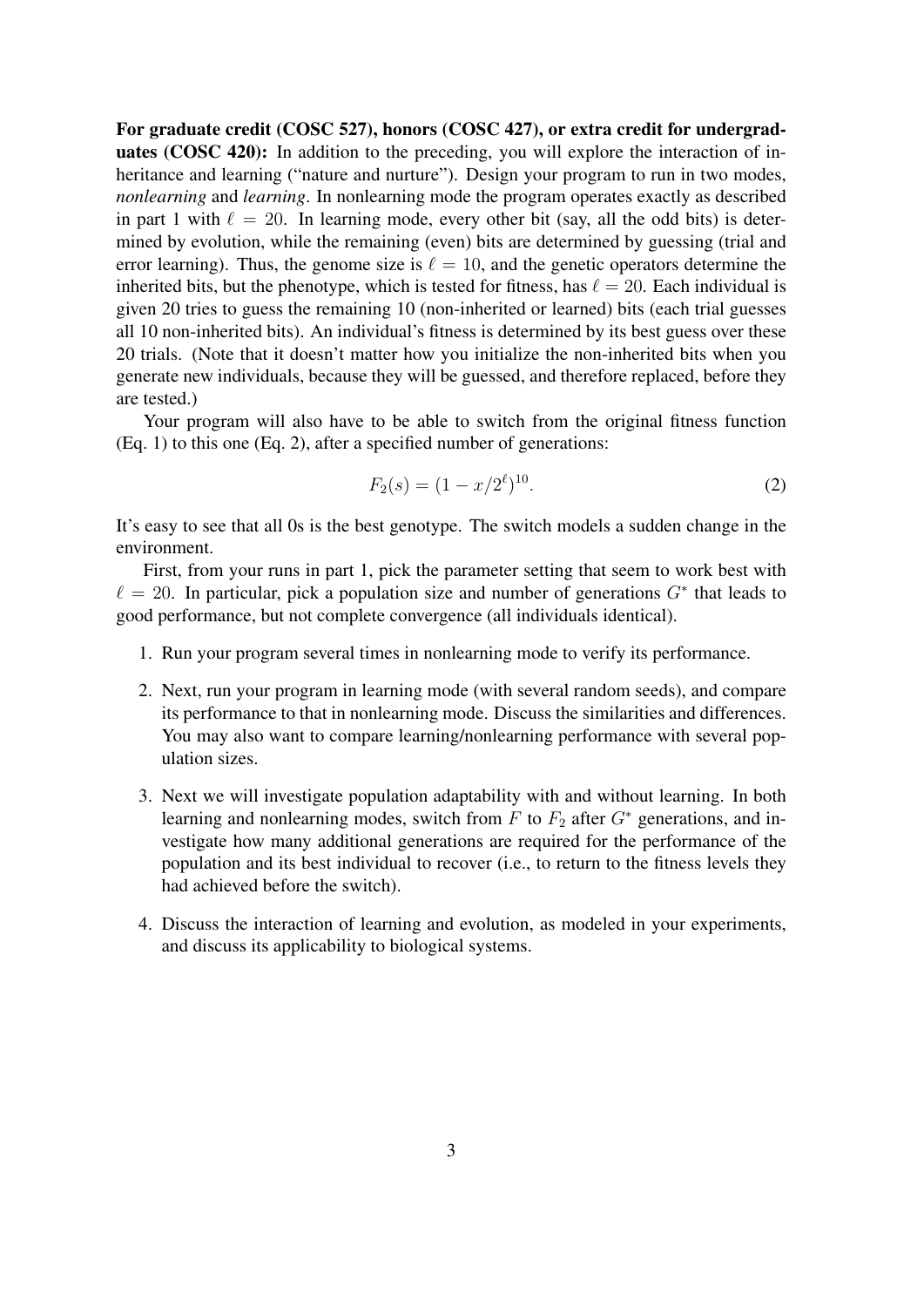**For graduate credit (COSC 527), honors (COSC 427), or extra credit for undergraduates (COSC 420):** In addition to the preceding, you will explore the interaction of inheritance and learning ("nature and nurture"). Design your program to run in two modes, *nonlearning* and *learning*. In nonlearning mode the program operates exactly as described in part 1 with $\ell = 20$. In learning mode, every other bit (say, all the odd bits) is determined by evolution, while the remaining (even) bits are determined by guessing (trial and error learning). Thus, the genome size is $\ell = 10$, and the genetic operators determine the inherited bits, but the phenotype, which is tested for fitness, has $\ell = 20$. Each individual is given 20 tries to guess the remaining 10 (non-inherited or learned) bits (each trial guesses all 10 non-inherited bits). An individual's fitness is determined by its best guess over these 20 trials. (Note that it doesn't matter how you initialize the non-inherited bits when you generate new individuals, because they will be guessed, and therefore replaced, before they are tested.)

Your program will also have to be able to switch from the original fitness function (Eq. 1) to this one (Eq. 2), after a specified number of generations:

$$F_2(s) = (1 - x/2^{\ell})^{10}. \tag{2}$$

It's easy to see that all 0s is the best genotype. The switch models a sudden change in the environment.

First, from your runs in part 1, pick the parameter setting that seem to work best with $\ell = 20$. In particular, pick a population size and number of generations $G^*$ that leads to good performance, but not complete convergence (all individuals identical).

1. Run your program several times in nonlearning mode to verify its performance.
2. Next, run your program in learning mode (with several random seeds), and compare its performance to that in nonlearning mode. Discuss the similarities and differences. You may also want to compare learning/nonlearning performance with several population sizes.
3. Next we will investigate population adaptability with and without learning. In both learning and nonlearning modes, switch from $F$ to $F_2$ after $G^*$ generations, and investigate how many additional generations are required for the performance of the population and its best individual to recover (i.e., to return to the fitness levels they had achieved before the switch).
4. Discuss the interaction of learning and evolution, as modeled in your experiments, and discuss its applicability to biological systems.